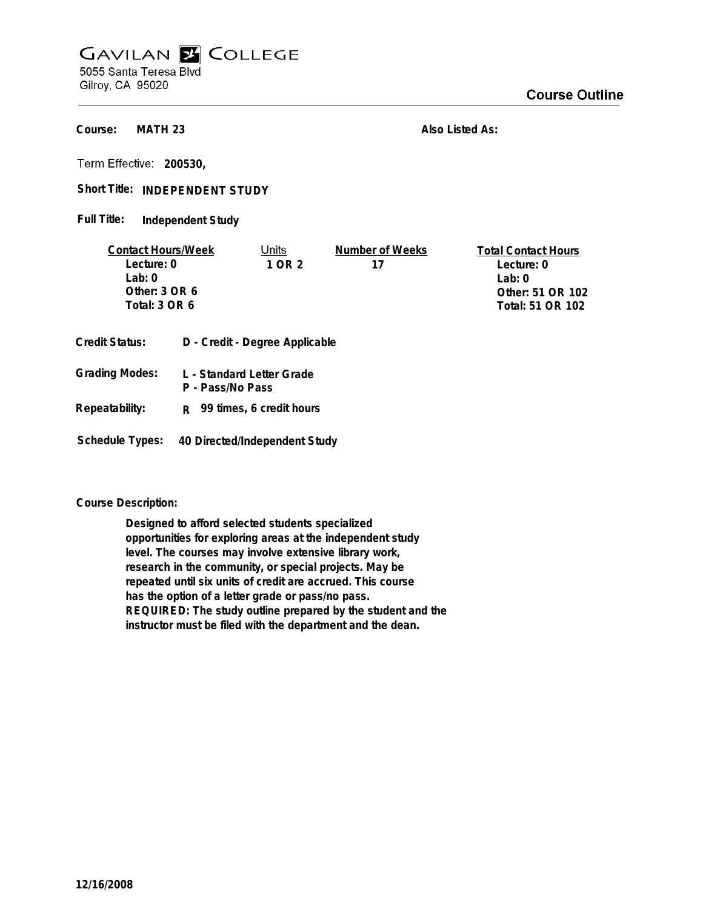# GAVILAN COLLEGE

5055 Santa Teresa Blvd
Gilroy, CA 95020

## Course Outline

**Course:** MATH 23

**Also Listed As:**

**Term Effective:** 200530,

**Short Title:** INDEPENDENT STUDY

**Full Title:** Independent Study

| Contact Hours/Week | Units | Number of Weeks | Total Contact Hours |
|---|---|---|---|
| Lecture: 0 | 1 OR 2 | 17 | Lecture: 0 |
| Lab: 0 | | | Lab: 0 |
| Other: 3 OR 6 | | | Other: 51 OR 102 |
| Total: 3 OR 6 | | | Total: 51 OR 102 |

**Credit Status:** D - Credit - Degree Applicable

**Grading Modes:** L - Standard Letter Grade
P - Pass/No Pass

**Repeatability:** R 99 times, 6 credit hours

**Schedule Types:** 40 Directed/Independent Study

**Course Description:**

Designed to afford selected students specialized opportunities for exploring areas at the independent study level. The courses may involve extensive library work, research in the community, or special projects. May be repeated until six units of credit are accrued. This course has the option of a letter grade or pass/no pass. REQUIRED: The study outline prepared by the student and the instructor must be filed with the department and the dean.

12/16/2008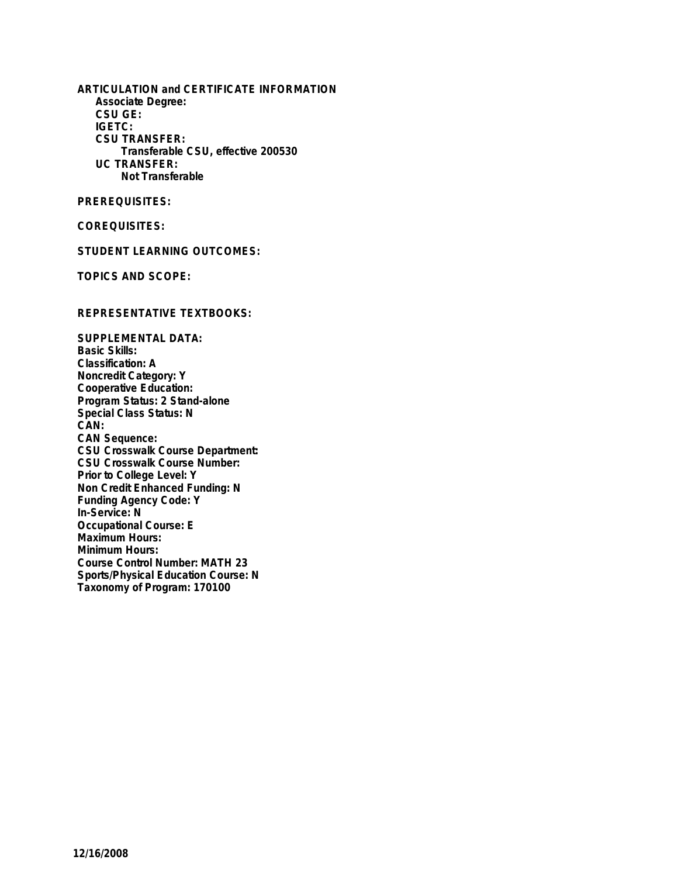**ARTICULATION and CERTIFICATE INFORMATION**

**Associate Degree:**

**CSU GE:**

**IGETC:**

**CSU TRANSFER:**

**Transferable CSU, effective 200530**

**UC TRANSFER:**

**Not Transferable**

**PREREQUISITES:**

**COREQUISITES:**

**STUDENT LEARNING OUTCOMES:**

**TOPICS AND SCOPE:**

**REPRESENTATIVE TEXTBOOKS:**

**SUPPLEMENTAL DATA:**
**Basic Skills:**
**Classification: A**
**Noncredit Category: Y**
**Cooperative Education:**
**Program Status: 2 Stand-alone**
**Special Class Status: N**
**CAN:**
**CAN Sequence:**
**CSU Crosswalk Course Department:**
**CSU Crosswalk Course Number:**
**Prior to College Level: Y**
**Non Credit Enhanced Funding: N**
**Funding Agency Code: Y**
**In-Service: N**
**Occupational Course: E**
**Maximum Hours:**
**Minimum Hours:**
**Course Control Number: MATH 23**
**Sports/Physical Education Course: N**
**Taxonomy of Program: 170100**

**12/16/2008**